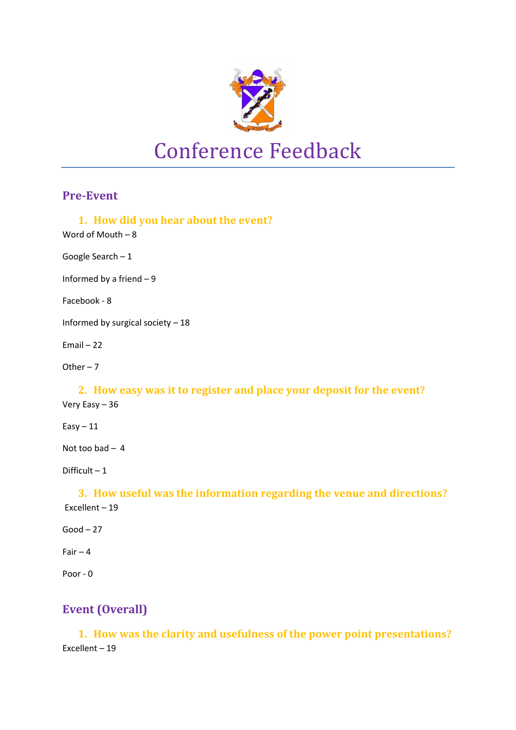# Conference Feedback

## Pre-Event

### 1. How did you hear about the event?

Word of Mouth – 8

Google Search – 1

Informed by a friend – 9

Facebook - 8

Informed by surgical society – 18

Email – 22

Other – 7

### 2. How easy was it to register and place your deposit for the event?

Very Easy – 36

Easy – 11

Not too bad – 4

Difficult – 1

### 3. How useful was the information regarding the venue and directions?

Excellent – 19

Good – 27

Fair – 4

Poor - 0

## Event (Overall)

### 1. How was the clarity and usefulness of the power point presentations?

Excellent – 19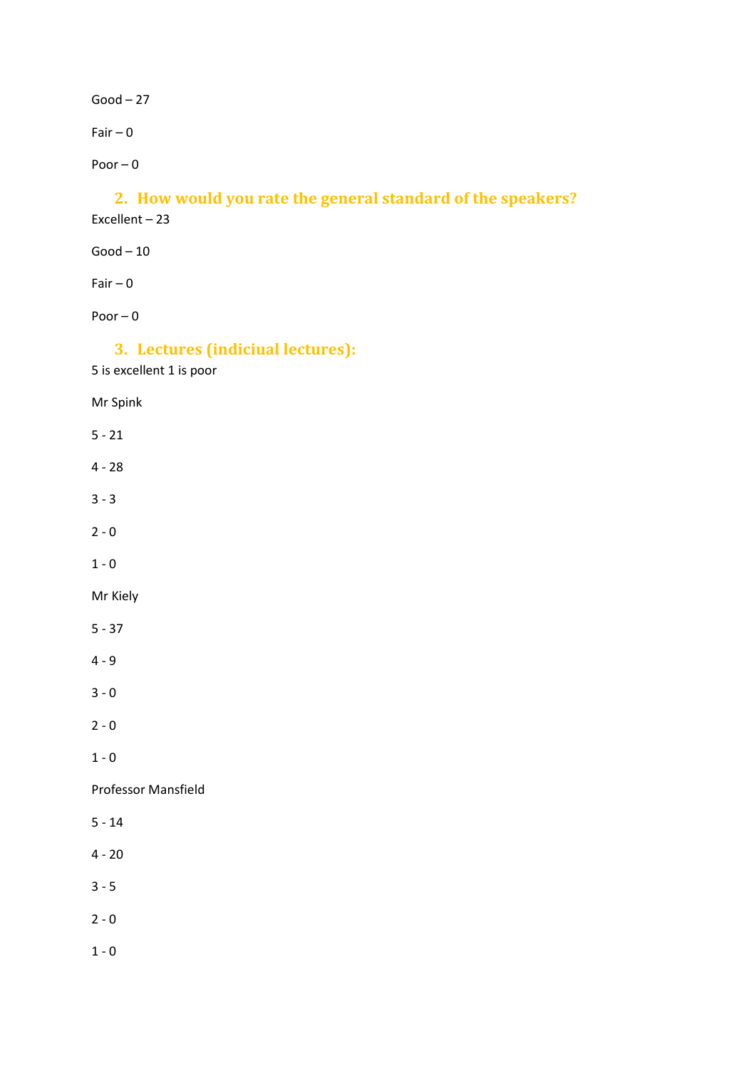Good – 27

Fair – 0

Poor – 0

## 2. How would you rate the general standard of the speakers?

Excellent – 23

Good – 10

Fair – 0

Poor – 0

## 3. Lectures (indiciual lectures):

5 is excellent 1 is poor

Mr Spink

5 - 21

4 - 28

3 - 3

2 - 0

1 - 0

Mr Kiely

5 - 37

4 - 9

3 - 0

2 - 0

1 - 0

Professor Mansfield

5 - 14

4 - 20

3 - 5

2 - 0

1 - 0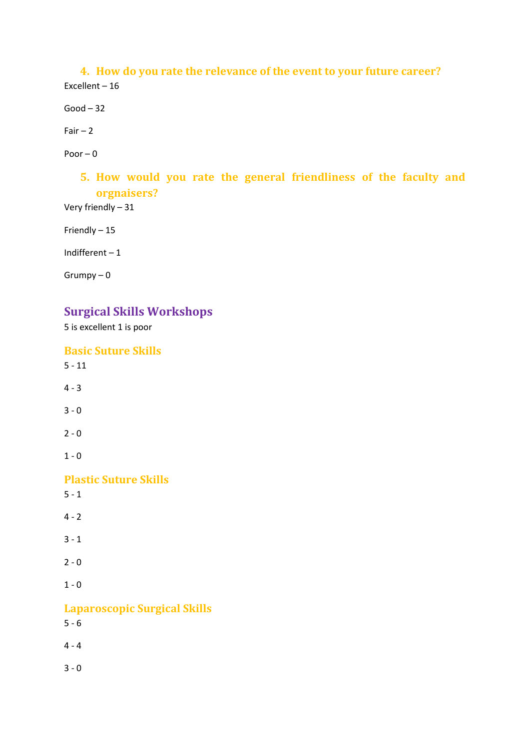### 4. How do you rate the relevance of the event to your future career?

Excellent – 16

Good – 32

Fair – 2

Poor – 0

### 5. How would you rate the general friendliness of the faculty and orgnaisers?

Very friendly – 31

Friendly – 15

Indifferent – 1

Grumpy – 0

## Surgical Skills Workshops

5 is excellent 1 is poor

### Basic Suture Skills

5 - 11

4 - 3

3 - 0

2 - 0

1 - 0

### Plastic Suture Skills

5 - 1

4 - 2

3 - 1

2 - 0

1 - 0

### Laparoscopic Surgical Skills

5 - 6

4 - 4

3 - 0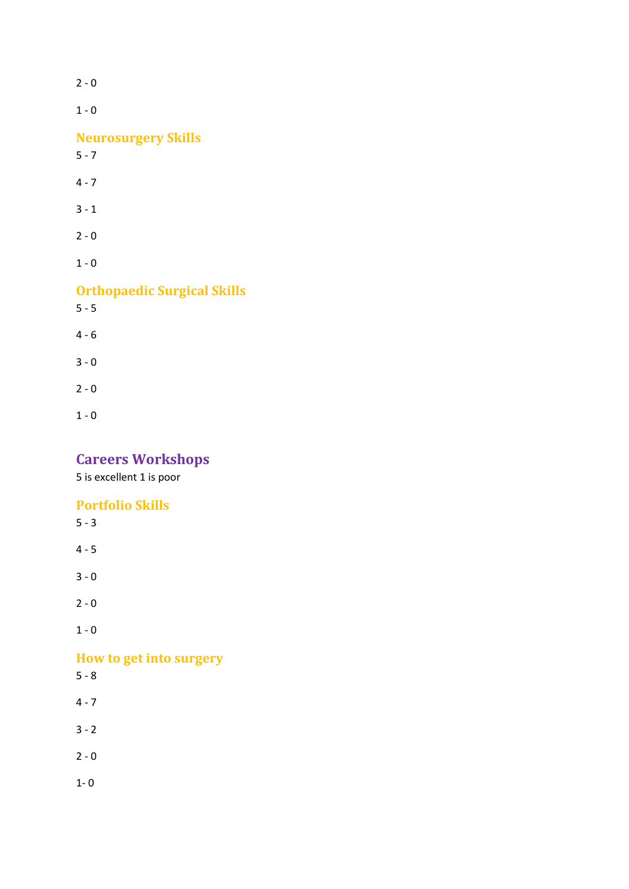2 - 0

1 - 0

### Neurosurgery Skills

5 - 7

4 - 7

3 - 1

2 - 0

1 - 0

### Orthopaedic Surgical Skills

5 - 5

4 - 6

3 - 0

2 - 0

1 - 0

## Careers Workshops

5 is excellent 1 is poor

### Portfolio Skills

5 - 3

4 - 5

3 - 0

2 - 0

1 - 0

### How to get into surgery

5 - 8

4 - 7

3 - 2

2 - 0

1- 0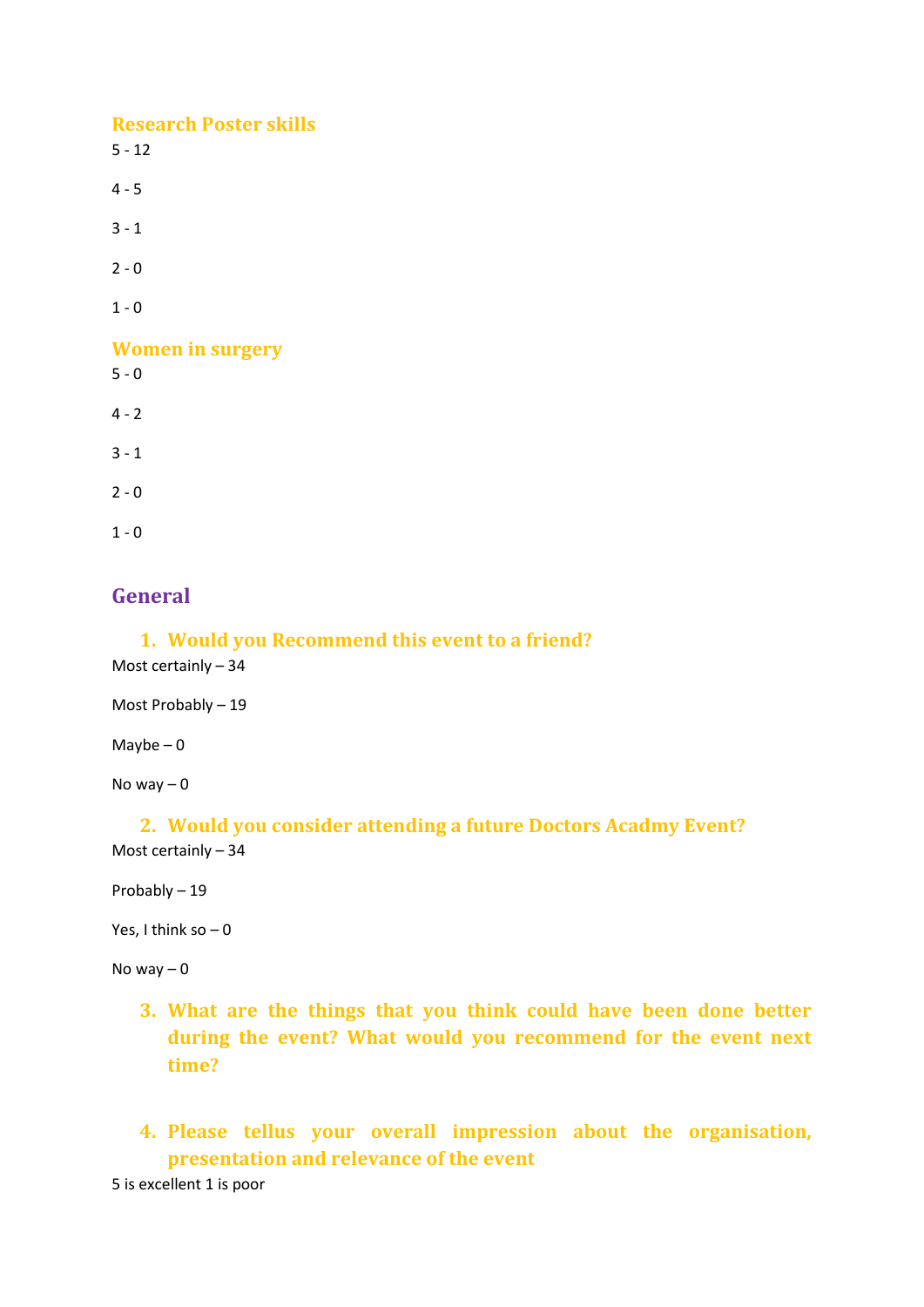### Research Poster skills

5 - 12

4 - 5

3 - 1

2 - 0

1 - 0

### Women in surgery

5 - 0

4 - 2

3 - 1

2 - 0

1 - 0

## General

1. **Would you Recommend this event to a friend?**

Most certainly – 34

Most Probably – 19

Maybe – 0

No way – 0

2. **Would you consider attending a future Doctors Acadmy Event?**

Most certainly – 34

Probably – 19

Yes, I think so – 0

No way – 0

3. **What are the things that you think could have been done better during the event? What would you recommend for the event next time?**

4. **Please tellus your overall impression about the organisation, presentation and relevance of the event**

5 is excellent 1 is poor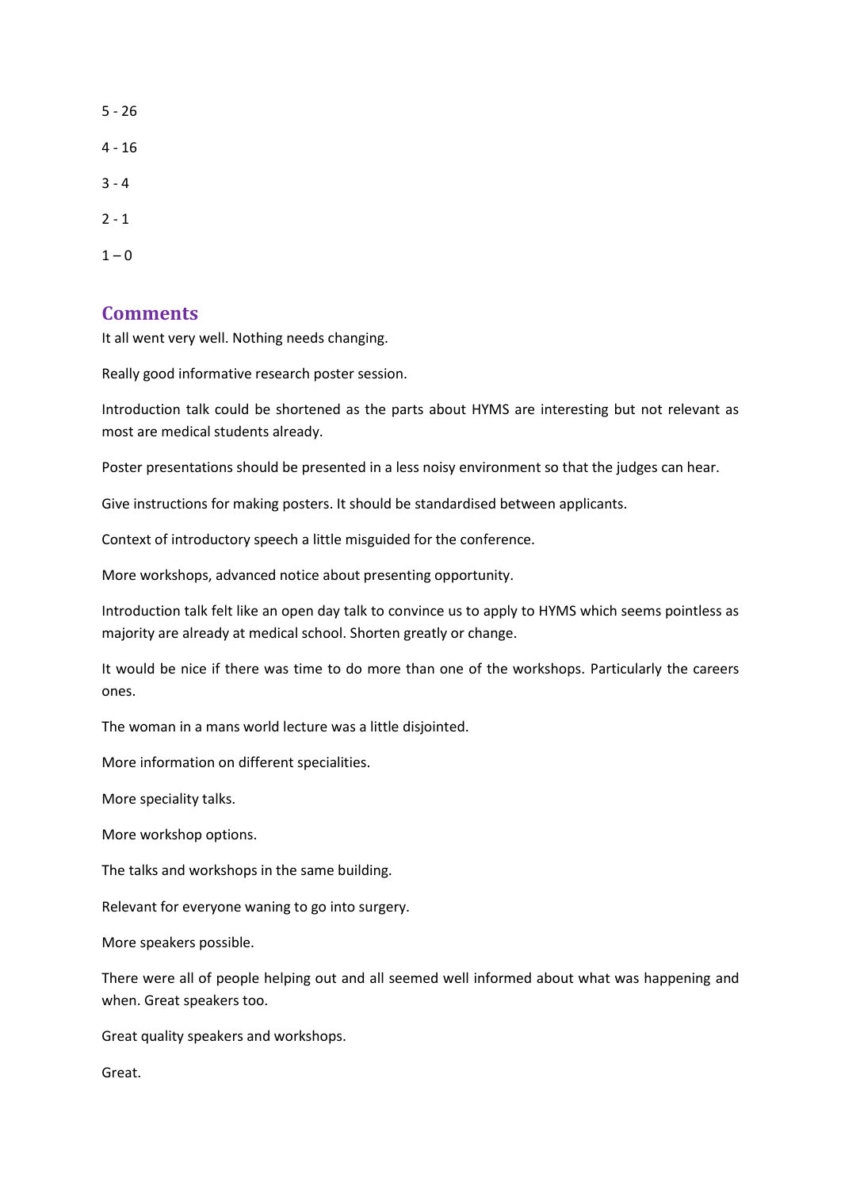5 - 26

4 - 16

3 - 4

2 - 1

1 – 0

## Comments

It all went very well. Nothing needs changing.

Really good informative research poster session.

Introduction talk could be shortened as the parts about HYMS are interesting but not relevant as most are medical students already.

Poster presentations should be presented in a less noisy environment so that the judges can hear.

Give instructions for making posters. It should be standardised between applicants.

Context of introductory speech a little misguided for the conference.

More workshops, advanced notice about presenting opportunity.

Introduction talk felt like an open day talk to convince us to apply to HYMS which seems pointless as majority are already at medical school. Shorten greatly or change.

It would be nice if there was time to do more than one of the workshops. Particularly the careers ones.

The woman in a mans world lecture was a little disjointed.

More information on different specialities.

More speciality talks.

More workshop options.

The talks and workshops in the same building.

Relevant for everyone waning to go into surgery.

More speakers possible.

There were all of people helping out and all seemed well informed about what was happening and when. Great speakers too.

Great quality speakers and workshops.

Great.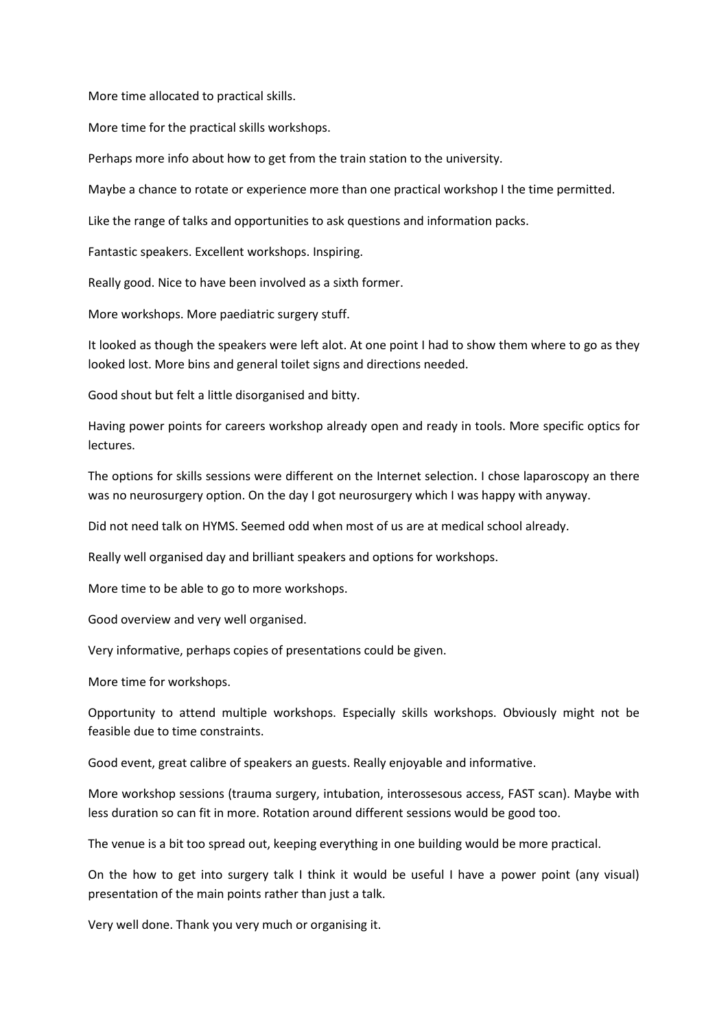More time allocated to practical skills.

More time for the practical skills workshops.

Perhaps more info about how to get from the train station to the university.

Maybe a chance to rotate or experience more than one practical workshop I the time permitted.

Like the range of talks and opportunities to ask questions and information packs.

Fantastic speakers. Excellent workshops. Inspiring.

Really good. Nice to have been involved as a sixth former.

More workshops. More paediatric surgery stuff.

It looked as though the speakers were left alot. At one point I had to show them where to go as they looked lost. More bins and general toilet signs and directions needed.

Good shout but felt a little disorganised and bitty.

Having power points for careers workshop already open and ready in tools. More specific optics for lectures.

The options for skills sessions were different on the Internet selection. I chose laparoscopy an there was no neurosurgery option. On the day I got neurosurgery which I was happy with anyway.

Did not need talk on HYMS. Seemed odd when most of us are at medical school already.

Really well organised day and brilliant speakers and options for workshops.

More time to be able to go to more workshops.

Good overview and very well organised.

Very informative, perhaps copies of presentations could be given.

More time for workshops.

Opportunity to attend multiple workshops. Especially skills workshops. Obviously might not be feasible due to time constraints.

Good event, great calibre of speakers an guests. Really enjoyable and informative.

More workshop sessions (trauma surgery, intubation, interossesous access, FAST scan). Maybe with less duration so can fit in more. Rotation around different sessions would be good too.

The venue is a bit too spread out, keeping everything in one building would be more practical.

On the how to get into surgery talk I think it would be useful I have a power point (any visual) presentation of the main points rather than just a talk.

Very well done. Thank you very much or organising it.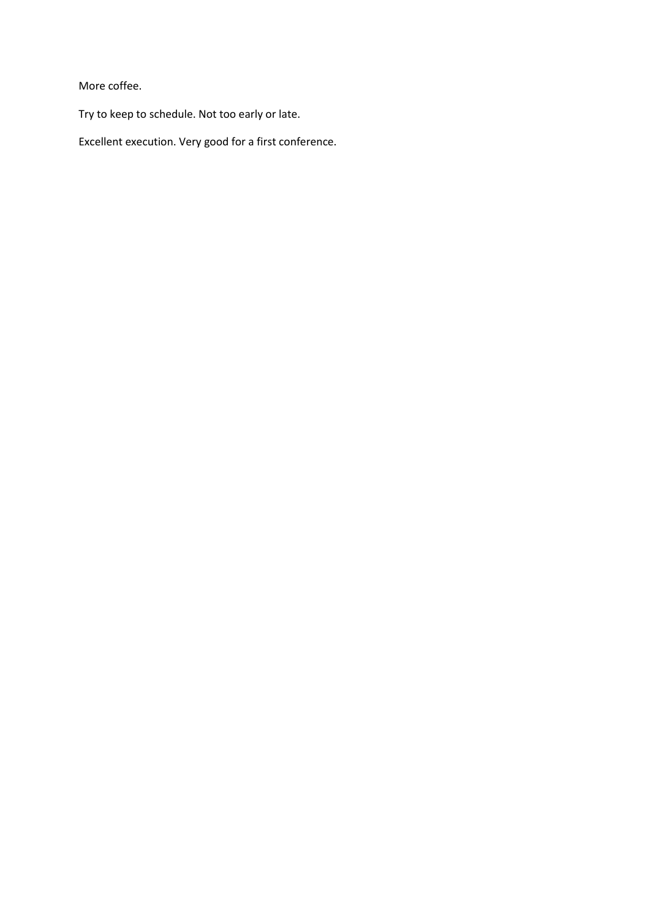More coffee.

Try to keep to schedule. Not too early or late.

Excellent execution. Very good for a first conference.